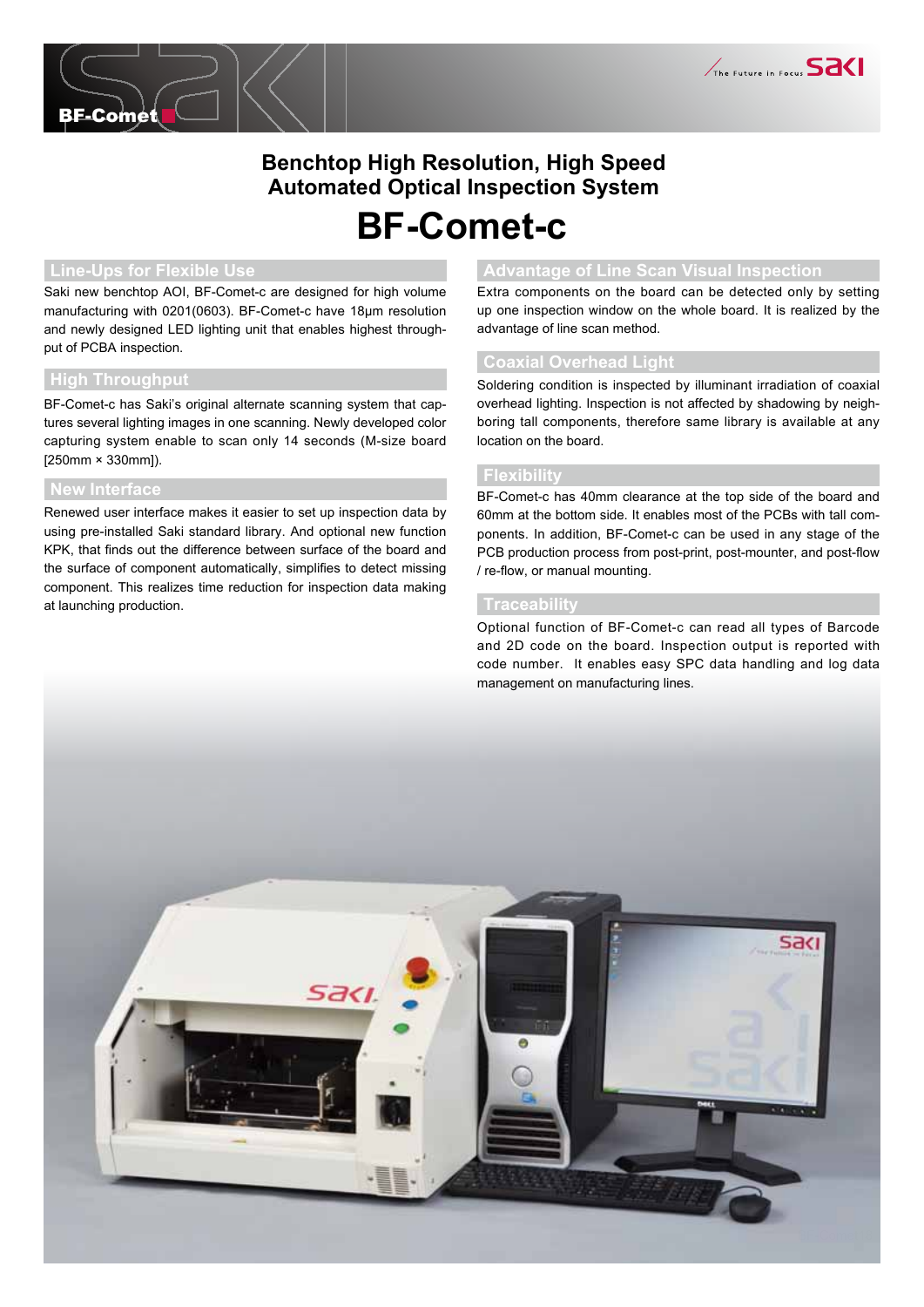# Benchtop High Resolution, High Speed Automated Optical Inspection System

# BF-Comet-c

## Line-Ups for Flexible Use

Saki new benchtop AOI, BF-Comet-c are designed for high volume manufacturing with 0201(0603). BF-Comet-c have 18μm resolution and newly designed LED lighting unit that enables highest through-put of PCBA inspection.

## High Throughput

BF-Comet-c has Saki's original alternate scanning system that captures several lighting images in one scanning. Newly developed color capturing system enable to scan only 14 seconds (M-size board [250mm × 330mm]).

## New Interface

Renewed user interface makes it easier to set up inspection data by using pre-installed Saki standard library. And optional new function KPK, that finds out the difference between surface of the board and the surface of component automatically, simplifies to detect missing component. This realizes time reduction for inspection data making at launching production.

## Advantage of Line Scan Visual Inspection

Extra components on the board can be detected only by setting up one inspection window on the whole board. It is realized by the advantage of line scan method.

## Coaxial Overhead Light

Soldering condition is inspected by illuminant irradiation of coaxial overhead lighting. Inspection is not affected by shadowing by neighboring tall components, therefore same library is available at any location on the board.

## Flexibility

BF-Comet-c has 40mm clearance at the top side of the board and 60mm at the bottom side. It enables most of the PCBs with tall components. In addition, BF-Comet-c can be used in any stage of the PCB production process from post-print, post-mounter, and post-flow / re-flow, or manual mounting.

## Traceability

Optional function of BF-Comet-c can read all types of Barcode and 2D code on the board. Inspection output is reported with code number. It enables easy SPC data handling and log data management on manufacturing lines.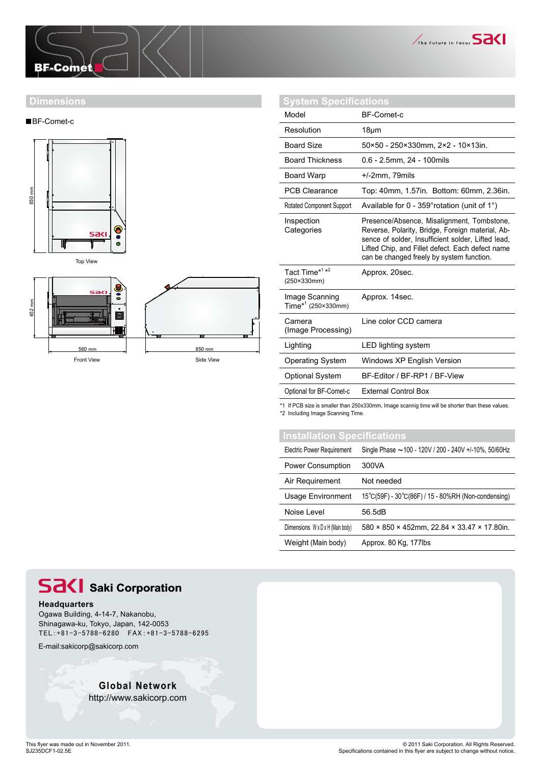# BF-Comet

## Dimensions

■BF-Comet-c

850 mm

Top View

452 mm

580 mm

Front View

850 mm

Side View

## System Specifications

| | |
|---|---|
| Model | BF-Comet-c |
| Resolution | 18μm |
| Board Size | 50×50 - 250×330mm, 2×2 - 10×13in. |
| Board Thickness | 0.6 - 2.5mm, 24 - 100mils |
| Board Warp | +/-2mm, 79mils |
| PCB Clearance | Top: 40mm, 1.57in. Bottom: 60mm, 2.36in. |
| Rotated Component Support | Available for 0 - 359°rotation (unit of 1°) |
| Inspection Categories | Presence/Absence, Misalignment, Tombstone, Reverse, Polarity, Bridge, Foreign material, Absence of solder, Insufficient solder, Lifted lead, Lifted Chip, and Fillet defect. Each defect name can be changed freely by system function. |
| Tact Time*1 *2 (250×330mm) | Approx. 20sec. |
| Image Scanning Time*1 (250×330mm) | Approx. 14sec. |
| Camera (Image Processing) | Line color CCD camera |
| Lighting | LED lighting system |
| Operating System | Windows XP English Version |
| Optional System | BF-Editor / BF-RP1 / BF-View |
| Optional for BF-Comet-c | External Control Box |

*1 If PCB size is smaller than 250x330mm, Image scannig time will be shorter than these values.
*2 Including Image Scanning Time.

## Installation Specifications

| | |
|---|---|
| Electric Power Requirement | Single Phase ～100 - 120V / 200 - 240V +/-10%, 50/60Hz |
| Power Consumption | 300VA |
| Air Requirement | Not needed |
| Usage Environment | 15℃(59F) - 30℃(86F) / 15 - 80%RH (Non-condensing) |
| Noise Level | 56.5dB |
| Dimensions W x D x H (Main body) | 580 × 850 × 452mm, 22.84 × 33.47 × 17.80in. |
| Weight (Main body) | Approx. 80 Kg, 177lbs |

## Saki Corporation

**Headquarters**
Ogawa Building, 4-14-7, Nakanobu,
Shinagawa-ku, Tokyo, Japan, 142-0053
TEL:+81-3-5788-6280 FAX:+81-3-5788-6295

E-mail:sakicorp@sakicorp.com

**Global Network**
http://www.sakicorp.com

This flyer was made out in November 2011.
SJ235DCF1-02.5E

© 2011 Saki Corporation. All Rights Reserved.
Specifications contained in this flyer are subject to change without notice.